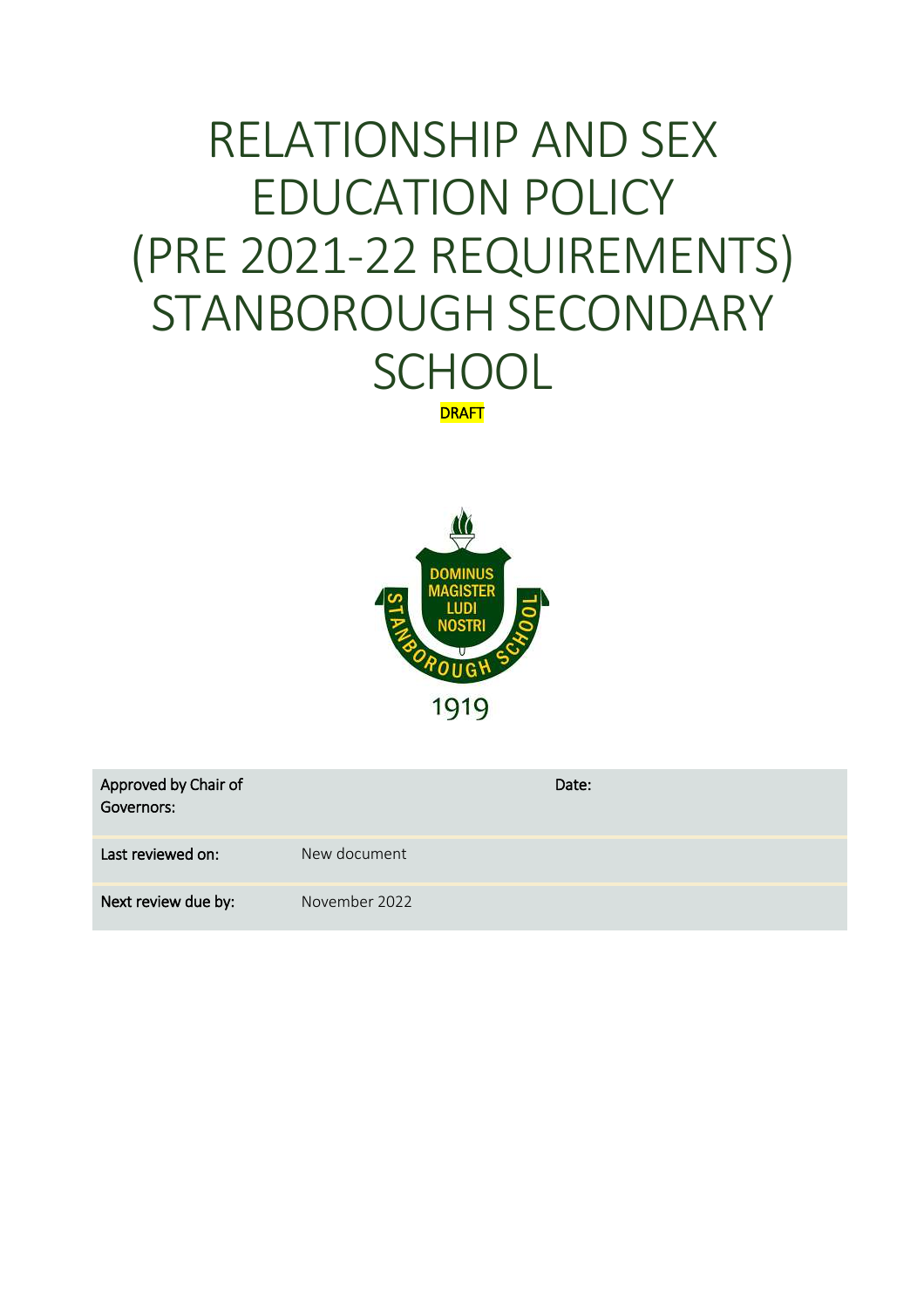# RELATIONSHIP AND SEX EDUCATION POLICY (PRE 2021-22 REQUIREMENTS) STANBOROUGH SECONDARY SCHOOL

DRAFT

| Approved by Chair of Governors: | | Date: |
|---|---|---|
| Last reviewed on: | New document | |
| Next review due by: | November 2022 | |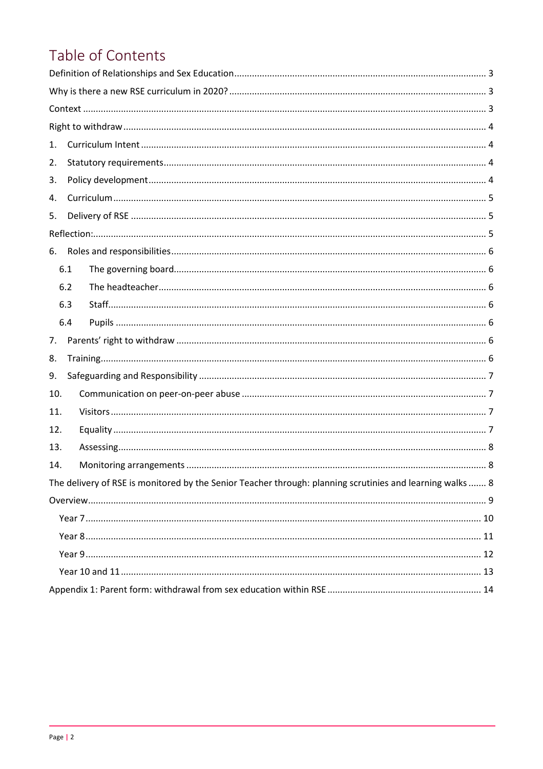# Table of Contents

Definition of Relationships and Sex Education ..... 3

Why is there a new RSE curriculum in 2020? ..... 3

Context ..... 3

Right to withdraw ..... 4

1. Curriculum Intent ..... 4
2. Statutory requirements ..... 4
3. Policy development ..... 4
4. Curriculum ..... 5
5. Delivery of RSE ..... 5

Reflection: ..... 5

6. Roles and responsibilities ..... 6
   - 6.1 The governing board ..... 6
   - 6.2 The headteacher ..... 6
   - 6.3 Staff ..... 6
   - 6.4 Pupils ..... 6
7. Parents' right to withdraw ..... 6
8. Training ..... 6
9. Safeguarding and Responsibility ..... 7
10. Communication on peer-on-peer abuse ..... 7
11. Visitors ..... 7
12. Equality ..... 7
13. Assessing ..... 8
14. Monitoring arrangements ..... 8

The delivery of RSE is monitored by the Senior Teacher through: planning scrutinies and learning walks ..... 8

Overview ..... 9

- Year 7 ..... 10
- Year 8 ..... 11
- Year 9 ..... 12
- Year 10 and 11 ..... 13

Appendix 1: Parent form: withdrawal from sex education within RSE ..... 14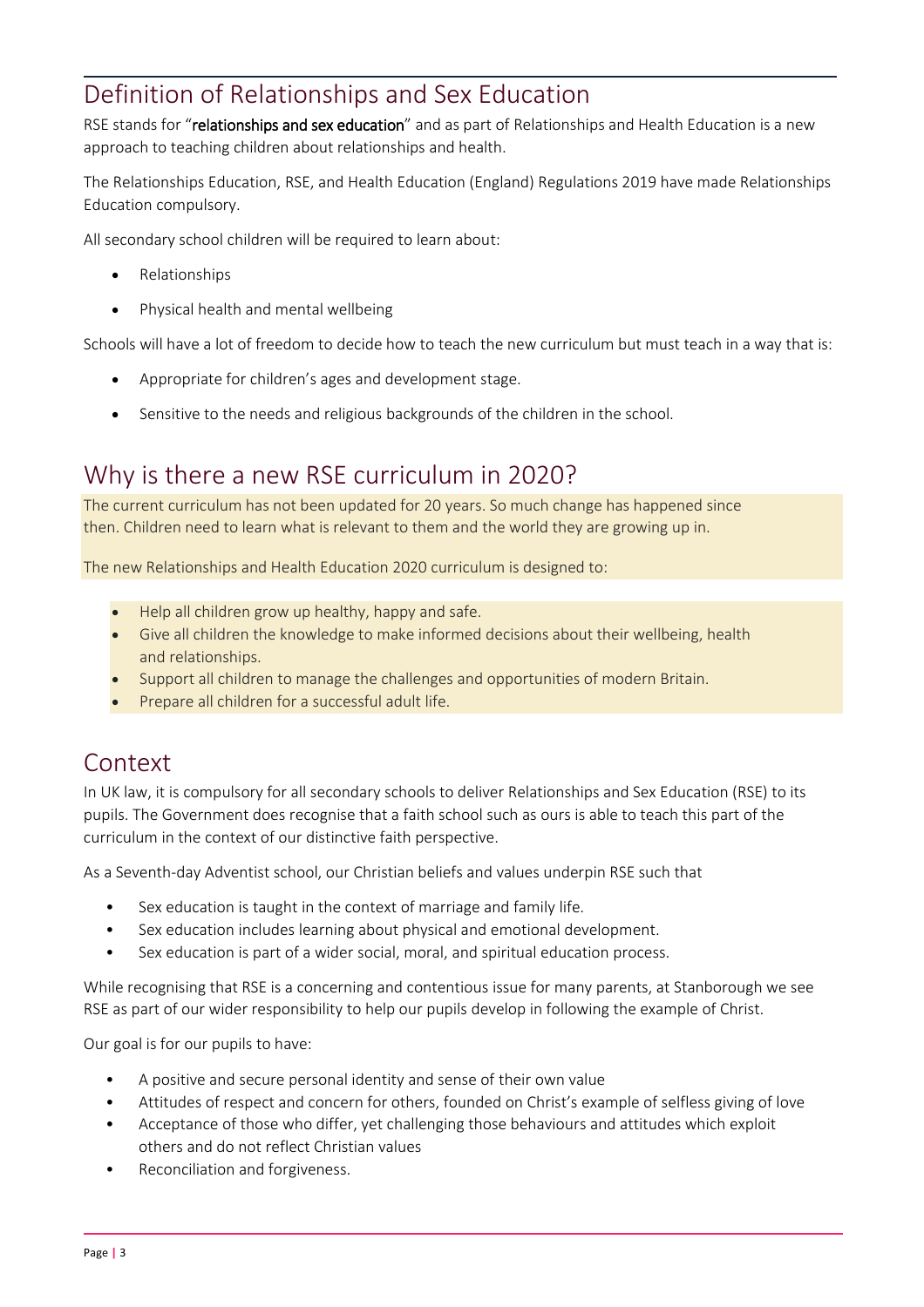## Definition of Relationships and Sex Education

RSE stands for "**relationships and sex education**" and as part of Relationships and Health Education is a new approach to teaching children about relationships and health.

The Relationships Education, RSE, and Health Education (England) Regulations 2019 have made Relationships Education compulsory.

All secondary school children will be required to learn about:

- Relationships
- Physical health and mental wellbeing

Schools will have a lot of freedom to decide how to teach the new curriculum but must teach in a way that is:

- Appropriate for children's ages and development stage.
- Sensitive to the needs and religious backgrounds of the children in the school.

## Why is there a new RSE curriculum in 2020?

The current curriculum has not been updated for 20 years. So much change has happened since then. Children need to learn what is relevant to them and the world they are growing up in.

The new Relationships and Health Education 2020 curriculum is designed to:

- Help all children grow up healthy, happy and safe.
- Give all children the knowledge to make informed decisions about their wellbeing, health and relationships.
- Support all children to manage the challenges and opportunities of modern Britain.
- Prepare all children for a successful adult life.

## Context

In UK law, it is compulsory for all secondary schools to deliver Relationships and Sex Education (RSE) to its pupils. The Government does recognise that a faith school such as ours is able to teach this part of the curriculum in the context of our distinctive faith perspective.

As a Seventh-day Adventist school, our Christian beliefs and values underpin RSE such that

- Sex education is taught in the context of marriage and family life.
- Sex education includes learning about physical and emotional development.
- Sex education is part of a wider social, moral, and spiritual education process.

While recognising that RSE is a concerning and contentious issue for many parents, at Stanborough we see RSE as part of our wider responsibility to help our pupils develop in following the example of Christ.

Our goal is for our pupils to have:

- A positive and secure personal identity and sense of their own value
- Attitudes of respect and concern for others, founded on Christ's example of selfless giving of love
- Acceptance of those who differ, yet challenging those behaviours and attitudes which exploit others and do not reflect Christian values
- Reconciliation and forgiveness.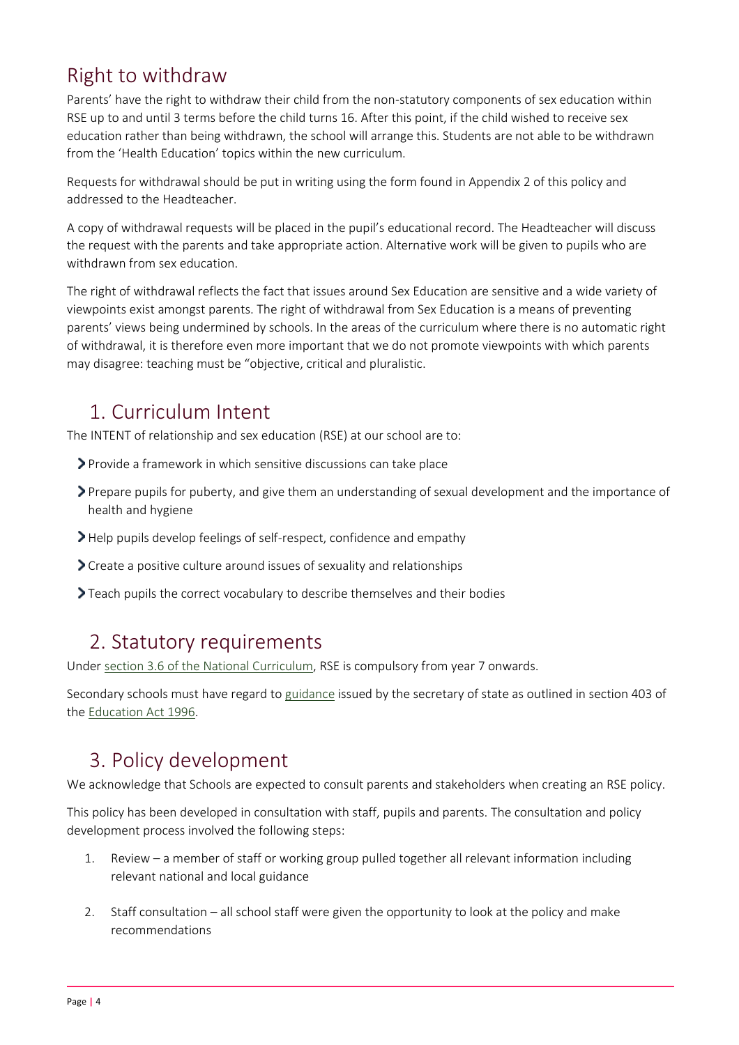## Right to withdraw

Parents' have the right to withdraw their child from the non-statutory components of sex education within RSE up to and until 3 terms before the child turns 16. After this point, if the child wished to receive sex education rather than being withdrawn, the school will arrange this. Students are not able to be withdrawn from the 'Health Education' topics within the new curriculum.

Requests for withdrawal should be put in writing using the form found in Appendix 2 of this policy and addressed to the Headteacher.

A copy of withdrawal requests will be placed in the pupil's educational record. The Headteacher will discuss the request with the parents and take appropriate action. Alternative work will be given to pupils who are withdrawn from sex education.

The right of withdrawal reflects the fact that issues around Sex Education are sensitive and a wide variety of viewpoints exist amongst parents. The right of withdrawal from Sex Education is a means of preventing parents' views being undermined by schools. In the areas of the curriculum where there is no automatic right of withdrawal, it is therefore even more important that we do not promote viewpoints with which parents may disagree: teaching must be "objective, critical and pluralistic.

## 1. Curriculum Intent

The INTENT of relationship and sex education (RSE) at our school are to:

- Provide a framework in which sensitive discussions can take place
- Prepare pupils for puberty, and give them an understanding of sexual development and the importance of health and hygiene
- Help pupils develop feelings of self-respect, confidence and empathy
- Create a positive culture around issues of sexuality and relationships
- Teach pupils the correct vocabulary to describe themselves and their bodies

## 2. Statutory requirements

Under section 3.6 of the National Curriculum, RSE is compulsory from year 7 onwards.

Secondary schools must have regard to guidance issued by the secretary of state as outlined in section 403 of the Education Act 1996.

## 3. Policy development

We acknowledge that Schools are expected to consult parents and stakeholders when creating an RSE policy.

This policy has been developed in consultation with staff, pupils and parents. The consultation and policy development process involved the following steps:

1. Review – a member of staff or working group pulled together all relevant information including relevant national and local guidance
2. Staff consultation – all school staff were given the opportunity to look at the policy and make recommendations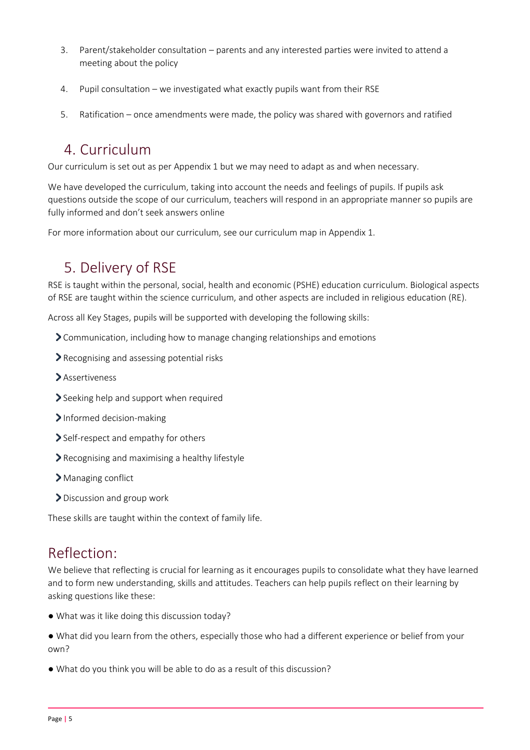3. Parent/stakeholder consultation – parents and any interested parties were invited to attend a meeting about the policy

4. Pupil consultation – we investigated what exactly pupils want from their RSE

5. Ratification – once amendments were made, the policy was shared with governors and ratified

## 4. Curriculum

Our curriculum is set out as per Appendix 1 but we may need to adapt as and when necessary.

We have developed the curriculum, taking into account the needs and feelings of pupils. If pupils ask questions outside the scope of our curriculum, teachers will respond in an appropriate manner so pupils are fully informed and don't seek answers online

For more information about our curriculum, see our curriculum map in Appendix 1.

## 5. Delivery of RSE

RSE is taught within the personal, social, health and economic (PSHE) education curriculum. Biological aspects of RSE are taught within the science curriculum, and other aspects are included in religious education (RE).

Across all Key Stages, pupils will be supported with developing the following skills:

- Communication, including how to manage changing relationships and emotions
- Recognising and assessing potential risks
- Assertiveness
- Seeking help and support when required
- Informed decision-making
- Self-respect and empathy for others
- Recognising and maximising a healthy lifestyle
- Managing conflict
- Discussion and group work

These skills are taught within the context of family life.

## Reflection:

We believe that reflecting is crucial for learning as it encourages pupils to consolidate what they have learned and to form new understanding, skills and attitudes. Teachers can help pupils reflect on their learning by asking questions like these:

- What was it like doing this discussion today?
- What did you learn from the others, especially those who had a different experience or belief from your own?
- What do you think you will be able to do as a result of this discussion?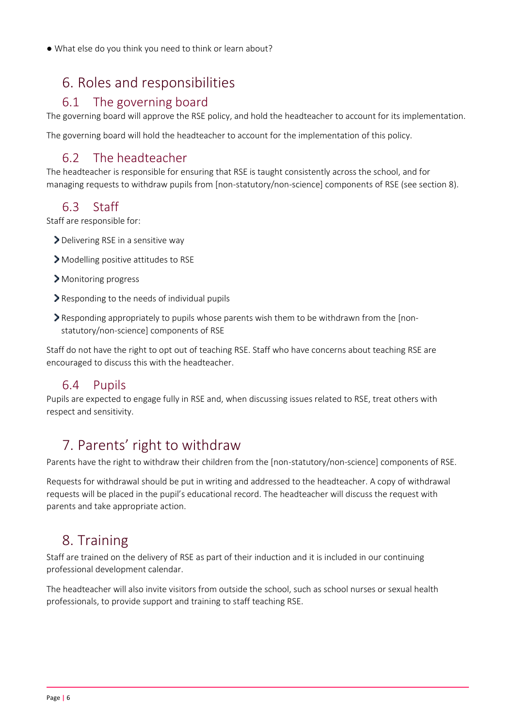- What else do you think you need to think or learn about?

## 6. Roles and responsibilities

### 6.1 The governing board

The governing board will approve the RSE policy, and hold the headteacher to account for its implementation.

The governing board will hold the headteacher to account for the implementation of this policy.

### 6.2 The headteacher

The headteacher is responsible for ensuring that RSE is taught consistently across the school, and for managing requests to withdraw pupils from [non-statutory/non-science] components of RSE (see section 8).

### 6.3 Staff

Staff are responsible for:

- Delivering RSE in a sensitive way
- Modelling positive attitudes to RSE
- Monitoring progress
- Responding to the needs of individual pupils
- Responding appropriately to pupils whose parents wish them to be withdrawn from the [non-statutory/non-science] components of RSE

Staff do not have the right to opt out of teaching RSE. Staff who have concerns about teaching RSE are encouraged to discuss this with the headteacher.

### 6.4 Pupils

Pupils are expected to engage fully in RSE and, when discussing issues related to RSE, treat others with respect and sensitivity.

## 7. Parents' right to withdraw

Parents have the right to withdraw their children from the [non-statutory/non-science] components of RSE.

Requests for withdrawal should be put in writing and addressed to the headteacher. A copy of withdrawal requests will be placed in the pupil's educational record. The headteacher will discuss the request with parents and take appropriate action.

## 8. Training

Staff are trained on the delivery of RSE as part of their induction and it is included in our continuing professional development calendar.

The headteacher will also invite visitors from outside the school, such as school nurses or sexual health professionals, to provide support and training to staff teaching RSE.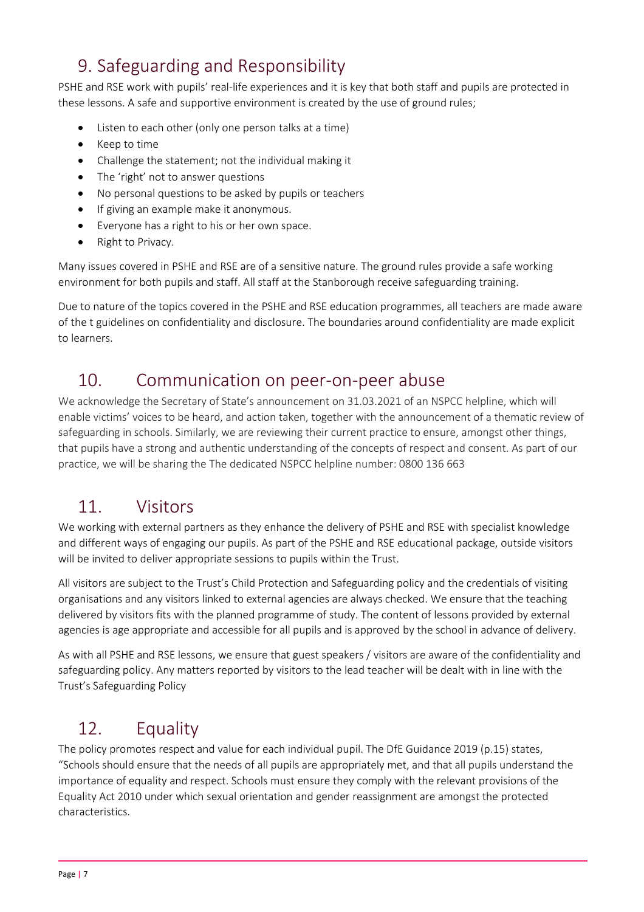## 9. Safeguarding and Responsibility

PSHE and RSE work with pupils' real-life experiences and it is key that both staff and pupils are protected in these lessons. A safe and supportive environment is created by the use of ground rules;

- Listen to each other (only one person talks at a time)
- Keep to time
- Challenge the statement; not the individual making it
- The 'right' not to answer questions
- No personal questions to be asked by pupils or teachers
- If giving an example make it anonymous.
- Everyone has a right to his or her own space.
- Right to Privacy.

Many issues covered in PSHE and RSE are of a sensitive nature. The ground rules provide a safe working environment for both pupils and staff. All staff at the Stanborough receive safeguarding training.

Due to nature of the topics covered in the PSHE and RSE education programmes, all teachers are made aware of the t guidelines on confidentiality and disclosure. The boundaries around confidentiality are made explicit to learners.

## 10. Communication on peer-on-peer abuse

We acknowledge the Secretary of State's announcement on 31.03.2021 of an NSPCC helpline, which will enable victims' voices to be heard, and action taken, together with the announcement of a thematic review of safeguarding in schools. Similarly, we are reviewing their current practice to ensure, amongst other things, that pupils have a strong and authentic understanding of the concepts of respect and consent. As part of our practice, we will be sharing the The dedicated NSPCC helpline number: 0800 136 663

## 11. Visitors

We working with external partners as they enhance the delivery of PSHE and RSE with specialist knowledge and different ways of engaging our pupils. As part of the PSHE and RSE educational package, outside visitors will be invited to deliver appropriate sessions to pupils within the Trust.

All visitors are subject to the Trust's Child Protection and Safeguarding policy and the credentials of visiting organisations and any visitors linked to external agencies are always checked. We ensure that the teaching delivered by visitors fits with the planned programme of study. The content of lessons provided by external agencies is age appropriate and accessible for all pupils and is approved by the school in advance of delivery.

As with all PSHE and RSE lessons, we ensure that guest speakers / visitors are aware of the confidentiality and safeguarding policy. Any matters reported by visitors to the lead teacher will be dealt with in line with the Trust's Safeguarding Policy

## 12. Equality

The policy promotes respect and value for each individual pupil. The DfE Guidance 2019 (p.15) states, "Schools should ensure that the needs of all pupils are appropriately met, and that all pupils understand the importance of equality and respect. Schools must ensure they comply with the relevant provisions of the Equality Act 2010 under which sexual orientation and gender reassignment are amongst the protected characteristics.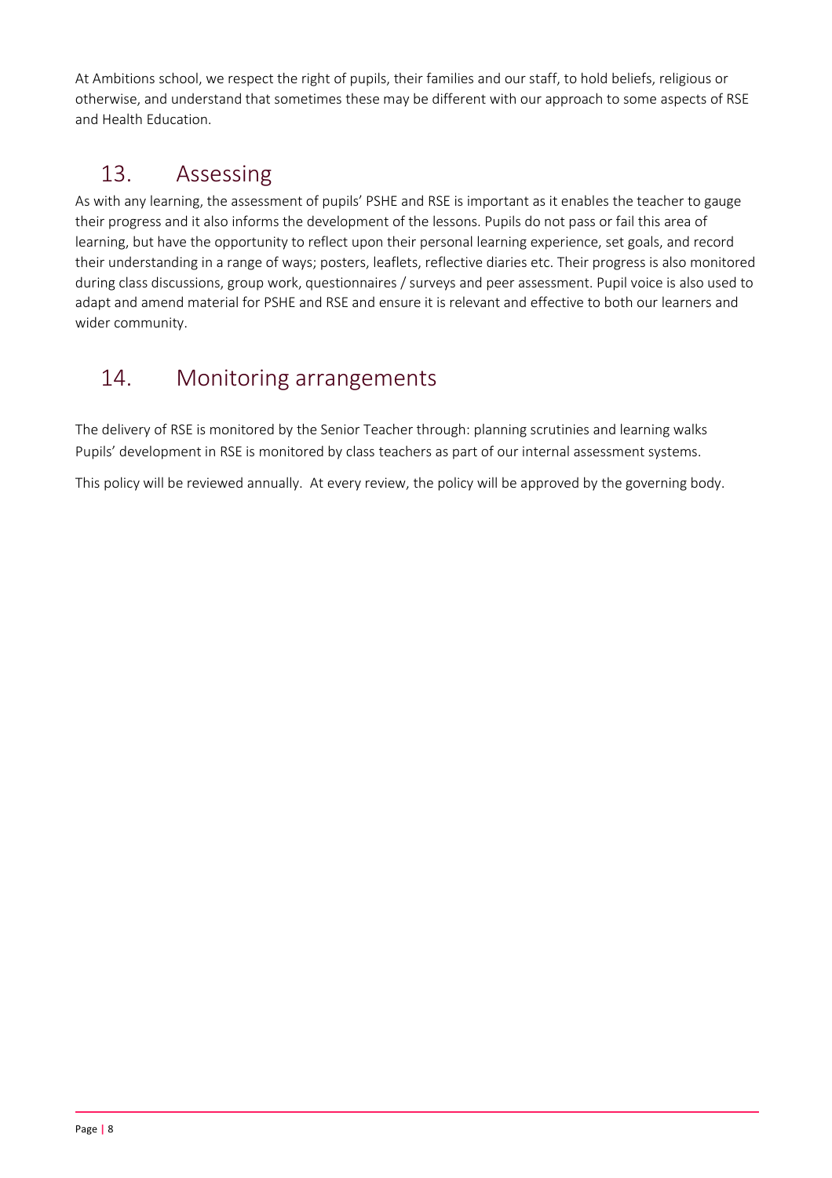At Ambitions school, we respect the right of pupils, their families and our staff, to hold beliefs, religious or otherwise, and understand that sometimes these may be different with our approach to some aspects of RSE and Health Education.

## 13. Assessing

As with any learning, the assessment of pupils' PSHE and RSE is important as it enables the teacher to gauge their progress and it also informs the development of the lessons. Pupils do not pass or fail this area of learning, but have the opportunity to reflect upon their personal learning experience, set goals, and record their understanding in a range of ways; posters, leaflets, reflective diaries etc. Their progress is also monitored during class discussions, group work, questionnaires / surveys and peer assessment. Pupil voice is also used to adapt and amend material for PSHE and RSE and ensure it is relevant and effective to both our learners and wider community.

## 14. Monitoring arrangements

The delivery of RSE is monitored by the Senior Teacher through: planning scrutinies and learning walks
Pupils' development in RSE is monitored by class teachers as part of our internal assessment systems.

This policy will be reviewed annually. At every review, the policy will be approved by the governing body.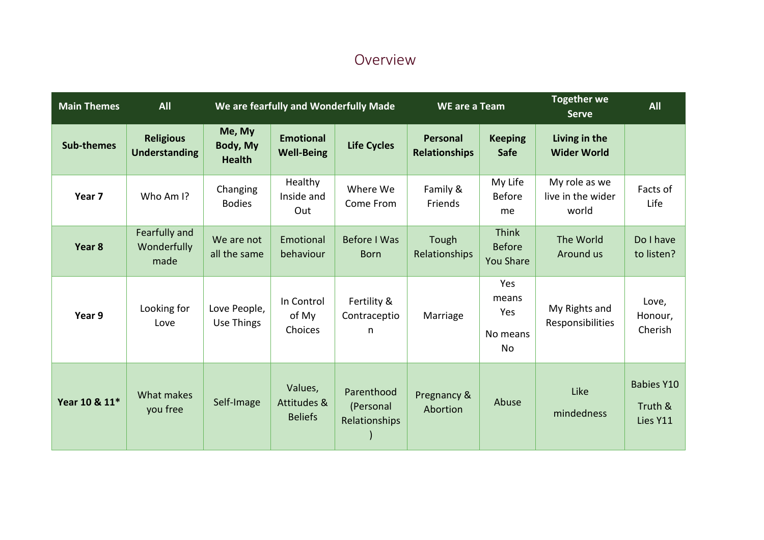# Overview

| Main Themes | All | We are fearfully and Wonderfully Made | | | WE are a Team | | Together we Serve | All |
|---|---|---|---|---|---|---|---|---|
| **Sub-themes** | **Religious Understanding** | **Me, My Body, My Health** | **Emotional Well-Being** | **Life Cycles** | **Personal Relationships** | **Keeping Safe** | **Living in the Wider World** | |
| **Year 7** | Who Am I? | Changing Bodies | Healthy Inside and Out | Where We Come From | Family & Friends | My Life Before me | My role as we live in the wider world | Facts of Life |
| **Year 8** | Fearfully and Wonderfully made | We are not all the same | Emotional behaviour | Before I Was Born | Tough Relationships | Think Before You Share | The World Around us | Do I have to listen? |
| **Year 9** | Looking for Love | Love People, Use Things | In Control of My Choices | Fertility & Contraception | Marriage | Yes means Yes<br>No means No | My Rights and Responsibilities | Love, Honour, Cherish |
| **Year 10 & 11*** | What makes you free | Self-Image | Values, Attitudes & Beliefs | Parenthood (Personal Relationships) | Pregnancy & Abortion | Abuse | Like mindedness | Babies Y10<br>Truth & Lies Y11 |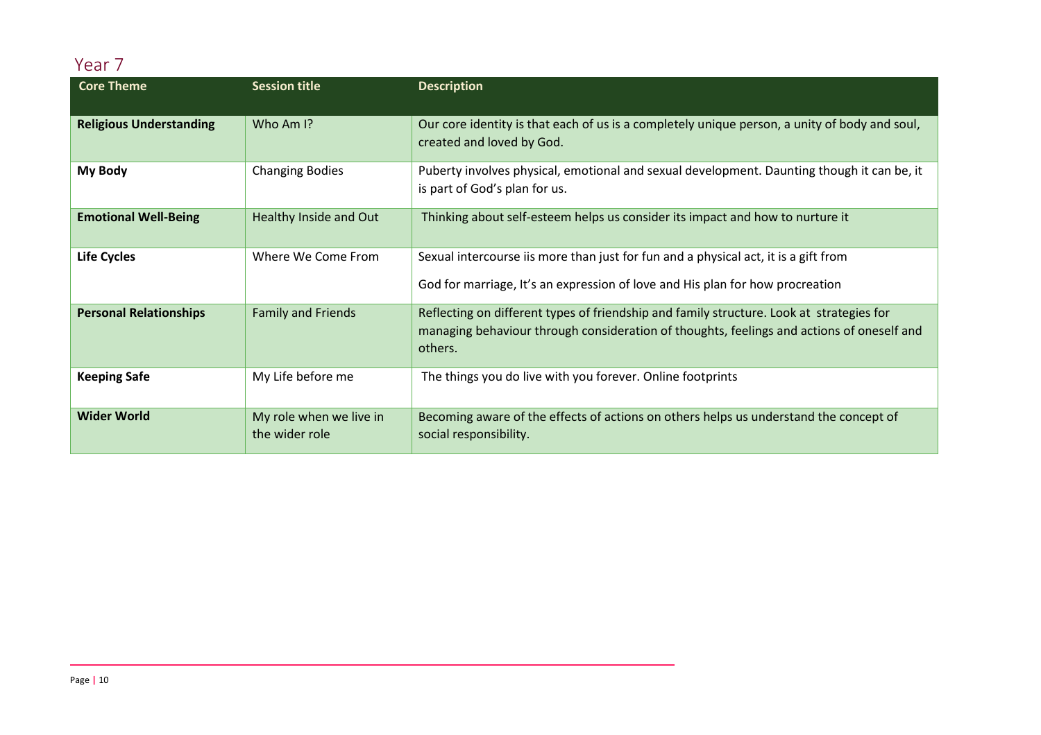## Year 7

| Core Theme | Session title | Description |
|---|---|---|
| **Religious Understanding** | Who Am I? | Our core identity is that each of us is a completely unique person, a unity of body and soul, created and loved by God. |
| **My Body** | Changing Bodies | Puberty involves physical, emotional and sexual development. Daunting though it can be, it is part of God's plan for us. |
| **Emotional Well-Being** | Healthy Inside and Out | Thinking about self-esteem helps us consider its impact and how to nurture it |
| **Life Cycles** | Where We Come From | Sexual intercourse iis more than just for fun and a physical act, it is a gift from<br><br>God for marriage, It's an expression of love and His plan for how procreation |
| **Personal Relationships** | Family and Friends | Reflecting on different types of friendship and family structure. Look at strategies for managing behaviour through consideration of thoughts, feelings and actions of oneself and others. |
| **Keeping Safe** | My Life before me | The things you do live with you forever. Online footprints |
| **Wider World** | My role when we live in the wider role | Becoming aware of the effects of actions on others helps us understand the concept of social responsibility. |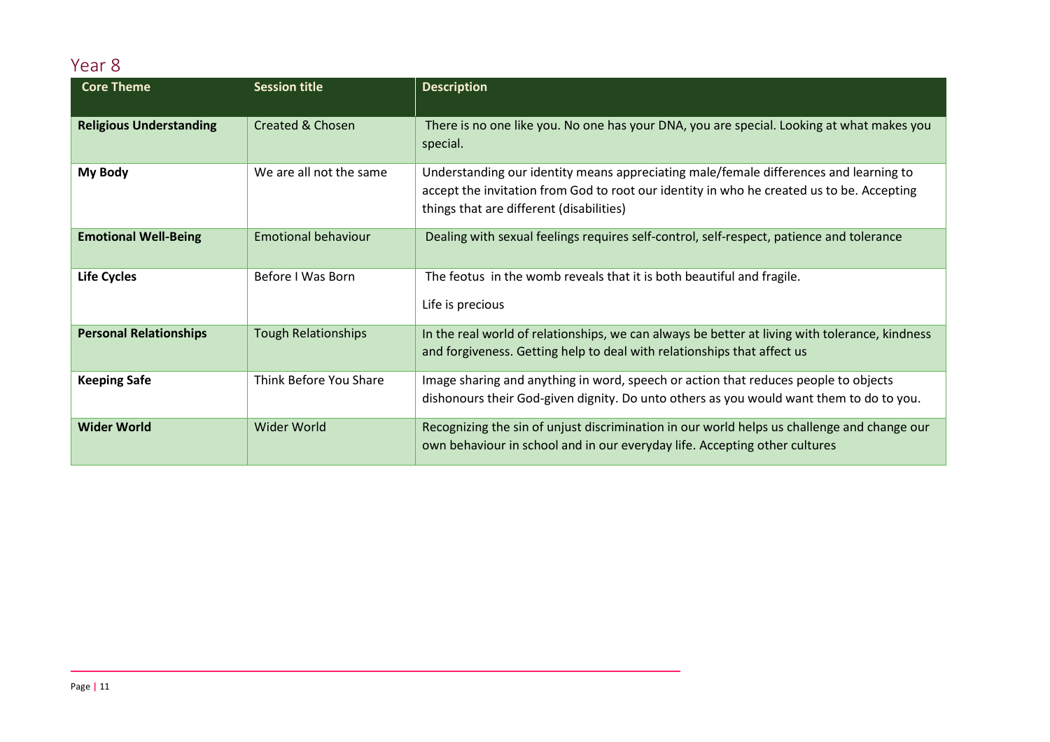## Year 8

| Core Theme | Session title | Description |
|---|---|---|
| **Religious Understanding** | Created & Chosen | There is no one like you. No one has your DNA, you are special. Looking at what makes you special. |
| **My Body** | We are all not the same | Understanding our identity means appreciating male/female differences and learning to accept the invitation from God to root our identity in who he created us to be. Accepting things that are different (disabilities) |
| **Emotional Well-Being** | Emotional behaviour | Dealing with sexual feelings requires self-control, self-respect, patience and tolerance |
| **Life Cycles** | Before I Was Born | The feotus in the womb reveals that it is both beautiful and fragile.<br><br>Life is precious |
| **Personal Relationships** | Tough Relationships | In the real world of relationships, we can always be better at living with tolerance, kindness and forgiveness. Getting help to deal with relationships that affect us |
| **Keeping Safe** | Think Before You Share | Image sharing and anything in word, speech or action that reduces people to objects dishonours their God-given dignity. Do unto others as you would want them to do to you. |
| **Wider World** | Wider World | Recognizing the sin of unjust discrimination in our world helps us challenge and change our own behaviour in school and in our everyday life. Accepting other cultures |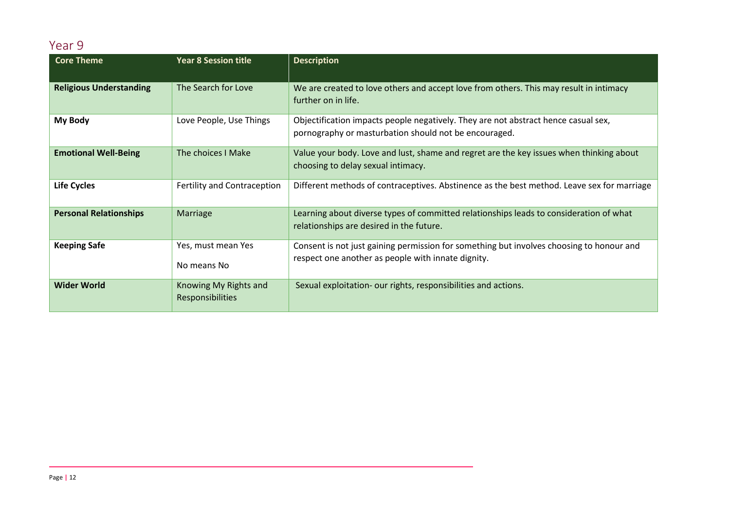## Year 9

| Core Theme | Year 8 Session title | Description |
|---|---|---|
| **Religious Understanding** | The Search for Love | We are created to love others and accept love from others. This may result in intimacy further on in life. |
| **My Body** | Love People, Use Things | Objectification impacts people negatively. They are not abstract hence casual sex, pornography or masturbation should not be encouraged. |
| **Emotional Well-Being** | The choices I Make | Value your body. Love and lust, shame and regret are the key issues when thinking about choosing to delay sexual intimacy. |
| **Life Cycles** | Fertility and Contraception | Different methods of contraceptives. Abstinence as the best method. Leave sex for marriage |
| **Personal Relationships** | Marriage | Learning about diverse types of committed relationships leads to consideration of what relationships are desired in the future. |
| **Keeping Safe** | Yes, must mean Yes<br><br>No means No | Consent is not just gaining permission for something but involves choosing to honour and respect one another as people with innate dignity. |
| **Wider World** | Knowing My Rights and Responsibilities | Sexual exploitation- our rights, responsibilities and actions. |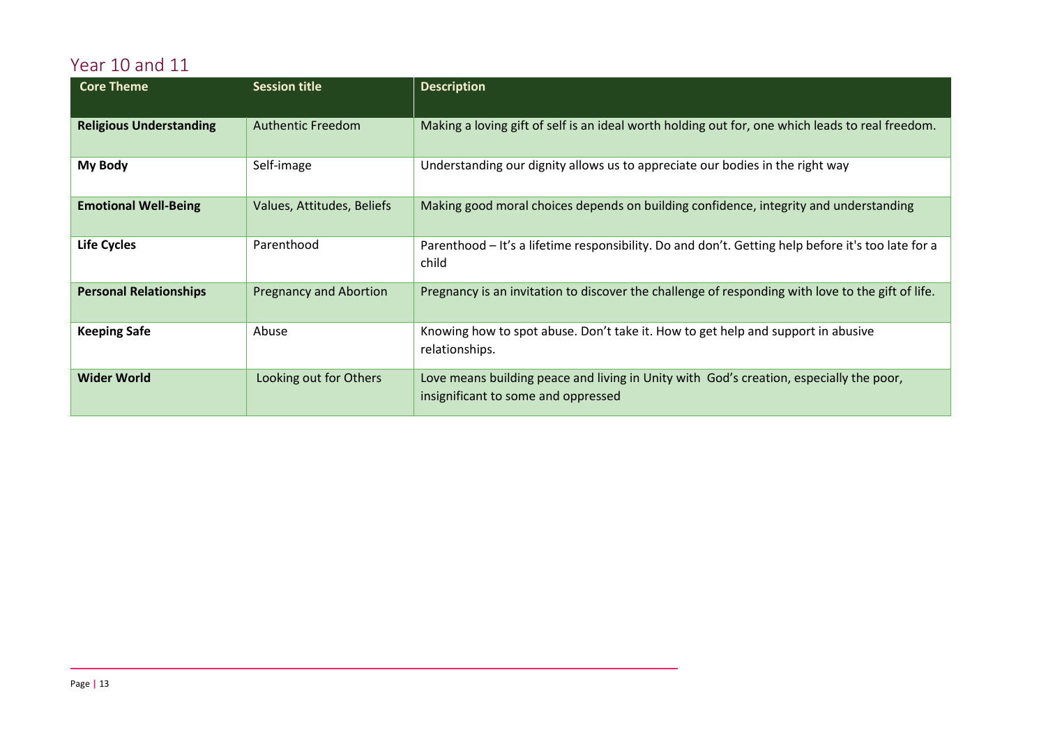## Year 10 and 11

| Core Theme | Session title | Description |
|---|---|---|
| **Religious Understanding** | Authentic Freedom | Making a loving gift of self is an ideal worth holding out for, one which leads to real freedom. |
| **My Body** | Self-image | Understanding our dignity allows us to appreciate our bodies in the right way |
| **Emotional Well-Being** | Values, Attitudes, Beliefs | Making good moral choices depends on building confidence, integrity and understanding |
| **Life Cycles** | Parenthood | Parenthood – It's a lifetime responsibility. Do and don't. Getting help before it's too late for a child |
| **Personal Relationships** | Pregnancy and Abortion | Pregnancy is an invitation to discover the challenge of responding with love to the gift of life. |
| **Keeping Safe** | Abuse | Knowing how to spot abuse. Don't take it. How to get help and support in abusive relationships. |
| **Wider World** | Looking out for Others | Love means building peace and living in Unity with God's creation, especially the poor, insignificant to some and oppressed |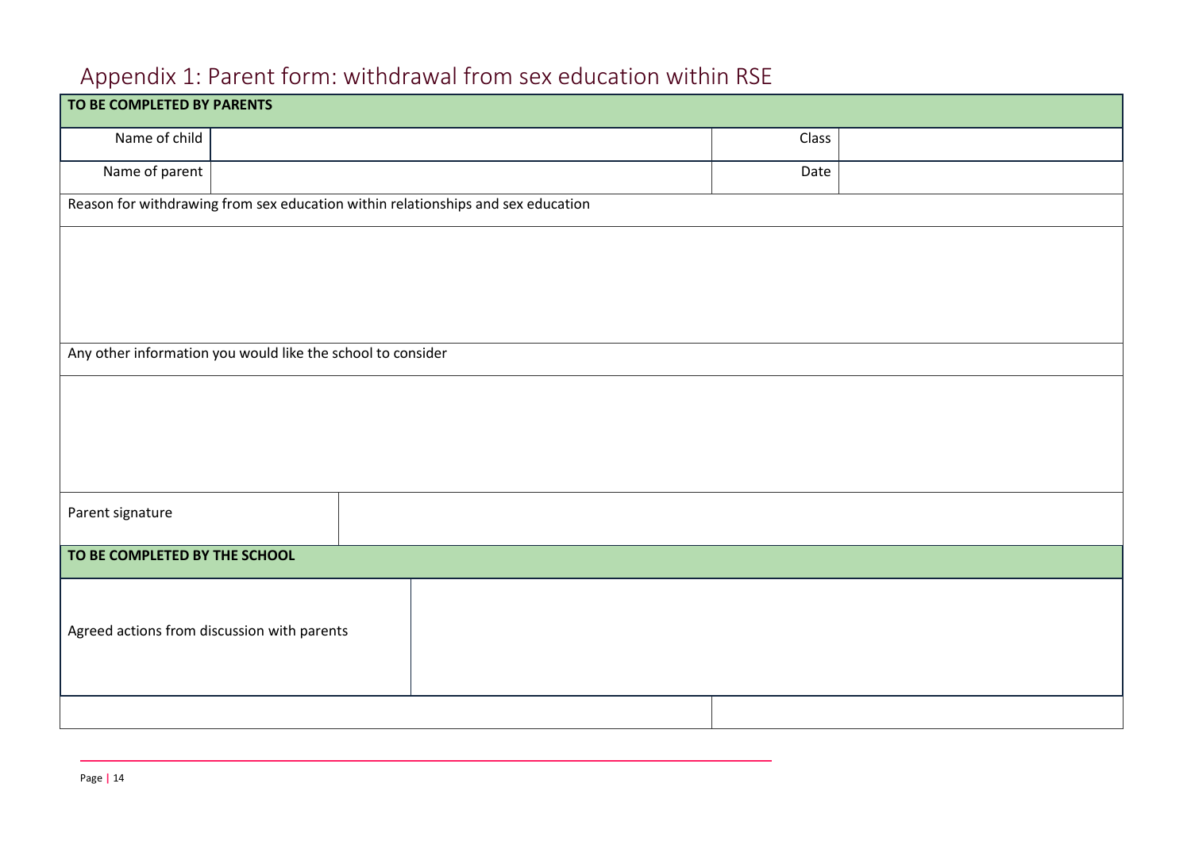## Appendix 1: Parent form: withdrawal from sex education within RSE

| | | | |
|---|---|---|---|
| **TO BE COMPLETED BY PARENTS** | | | |
| Name of child | | Class | |
| Name of parent | | Date | |
| Reason for withdrawing from sex education within relationships and sex education | | | |
| | | | |
| Any other information you would like the school to consider | | | |
| | | | |
| Parent signature | | | |
| **TO BE COMPLETED BY THE SCHOOL** | | | |
| Agreed actions from discussion with parents | | | |
| | | | |